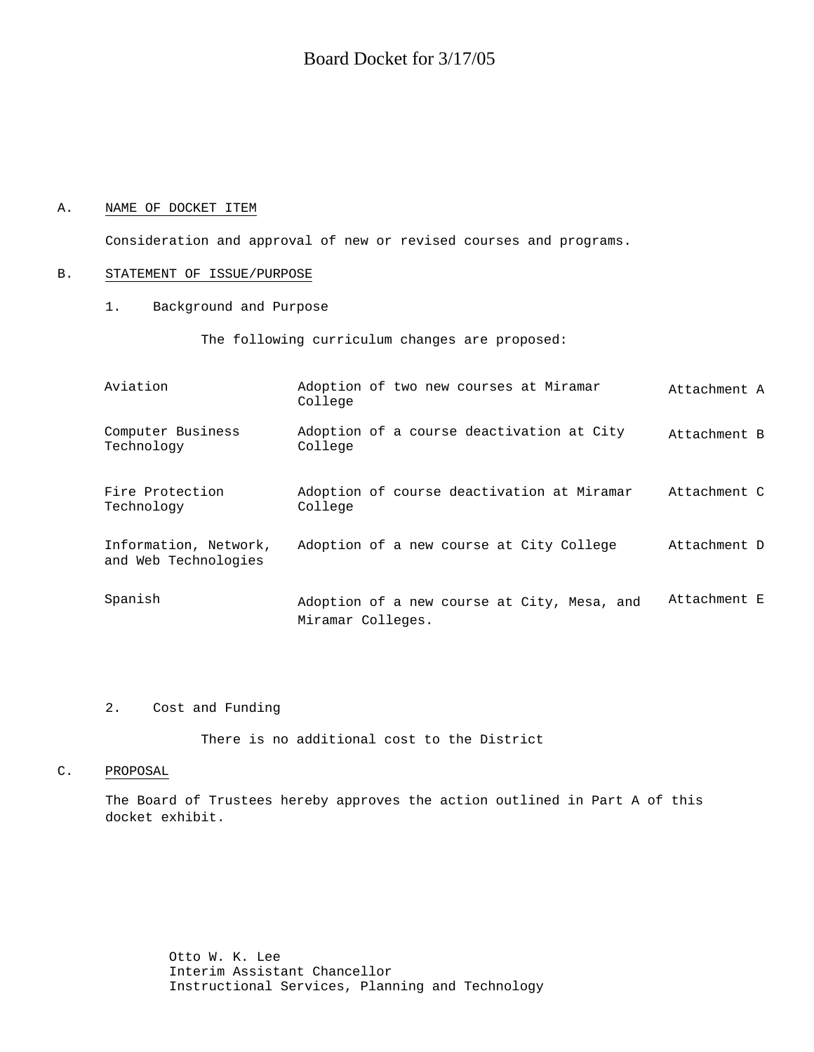# Board Docket for 3/17/05

A. NAME OF DOCKET ITEM

Consideration and approval of new or revised courses and programs.

B. STATEMENT OF ISSUE/PURPOSE

1. Background and Purpose

The following curriculum changes are proposed:

| | | |
|---|---|---|
| Aviation | Adoption of two new courses at Miramar College | Attachment A |
| Computer Business Technology | Adoption of a course deactivation at City College | Attachment B |
| Fire Protection Technology | Adoption of course deactivation at Miramar College | Attachment C |
| Information, Network, and Web Technologies | Adoption of a new course at City College | Attachment D |
| Spanish | Adoption of a new course at City, Mesa, and Miramar Colleges. | Attachment E |

2. Cost and Funding

There is no additional cost to the District

C. PROPOSAL

The Board of Trustees hereby approves the action outlined in Part A of this docket exhibit.

Otto W. K. Lee
Interim Assistant Chancellor
Instructional Services, Planning and Technology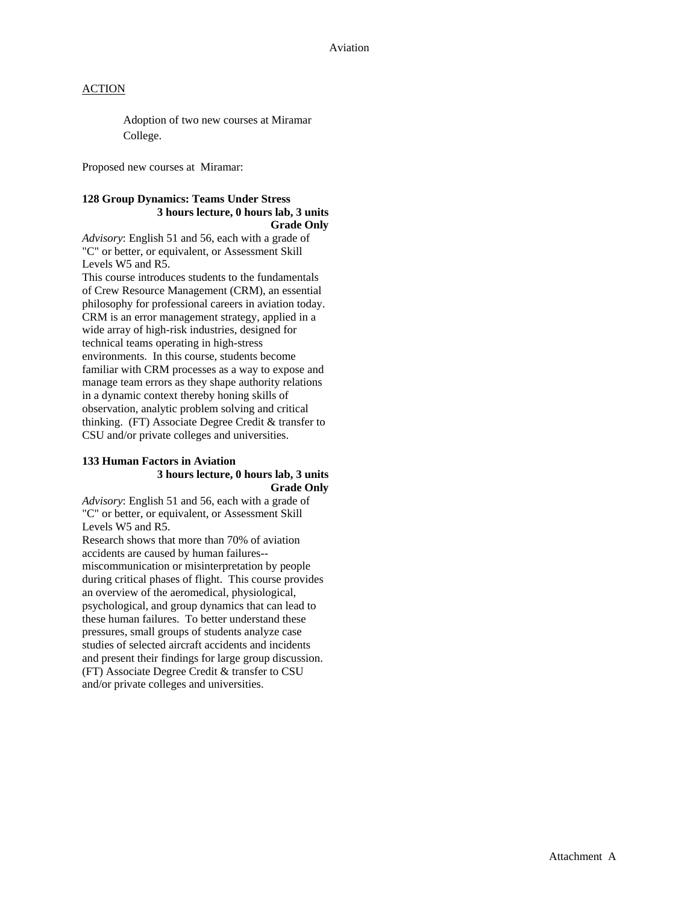Aviation

ACTION

Adoption of two new courses at Miramar College.

Proposed new courses at Miramar:

**128 Group Dynamics: Teams Under Stress**
**3 hours lecture, 0 hours lab, 3 units**
**Grade Only**

*Advisory*: English 51 and 56, each with a grade of "C" or better, or equivalent, or Assessment Skill Levels W5 and R5.

This course introduces students to the fundamentals of Crew Resource Management (CRM), an essential philosophy for professional careers in aviation today. CRM is an error management strategy, applied in a wide array of high-risk industries, designed for technical teams operating in high-stress environments. In this course, students become familiar with CRM processes as a way to expose and manage team errors as they shape authority relations in a dynamic context thereby honing skills of observation, analytic problem solving and critical thinking. (FT) Associate Degree Credit & transfer to CSU and/or private colleges and universities.

**133 Human Factors in Aviation**
**3 hours lecture, 0 hours lab, 3 units**
**Grade Only**

*Advisory*: English 51 and 56, each with a grade of "C" or better, or equivalent, or Assessment Skill Levels W5 and R5.

Research shows that more than 70% of aviation accidents are caused by human failures--miscommunication or misinterpretation by people during critical phases of flight. This course provides an overview of the aeromedical, physiological, psychological, and group dynamics that can lead to these human failures. To better understand these pressures, small groups of students analyze case studies of selected aircraft accidents and incidents and present their findings for large group discussion. (FT) Associate Degree Credit & transfer to CSU and/or private colleges and universities.

Attachment A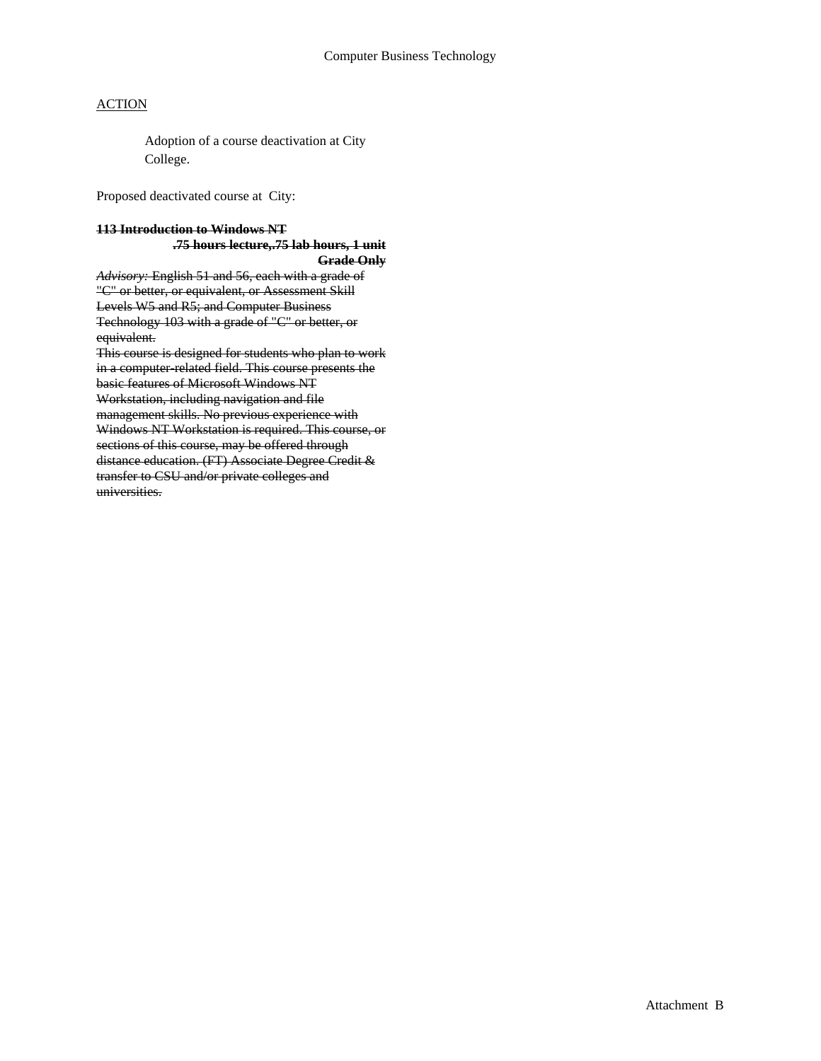Computer Business Technology

<u>ACTION</u>

Adoption of a course deactivation at City College.

Proposed deactivated course at City:

~~**113 Introduction to Windows NT**~~

~~**.75 hours lecture,.75 lab hours, 1 unit**~~

~~**Grade Only**~~

~~*Advisory:* English 51 and 56, each with a grade of "C" or better, or equivalent, or Assessment Skill Levels W5 and R5; and Computer Business Technology 103 with a grade of "C" or better, or equivalent.~~

~~This course is designed for students who plan to work in a computer-related field. This course presents the basic features of Microsoft Windows NT Workstation, including navigation and file management skills. No previous experience with Windows NT Workstation is required. This course, or sections of this course, may be offered through distance education. (FT) Associate Degree Credit & transfer to CSU and/or private colleges and universities.~~

Attachment B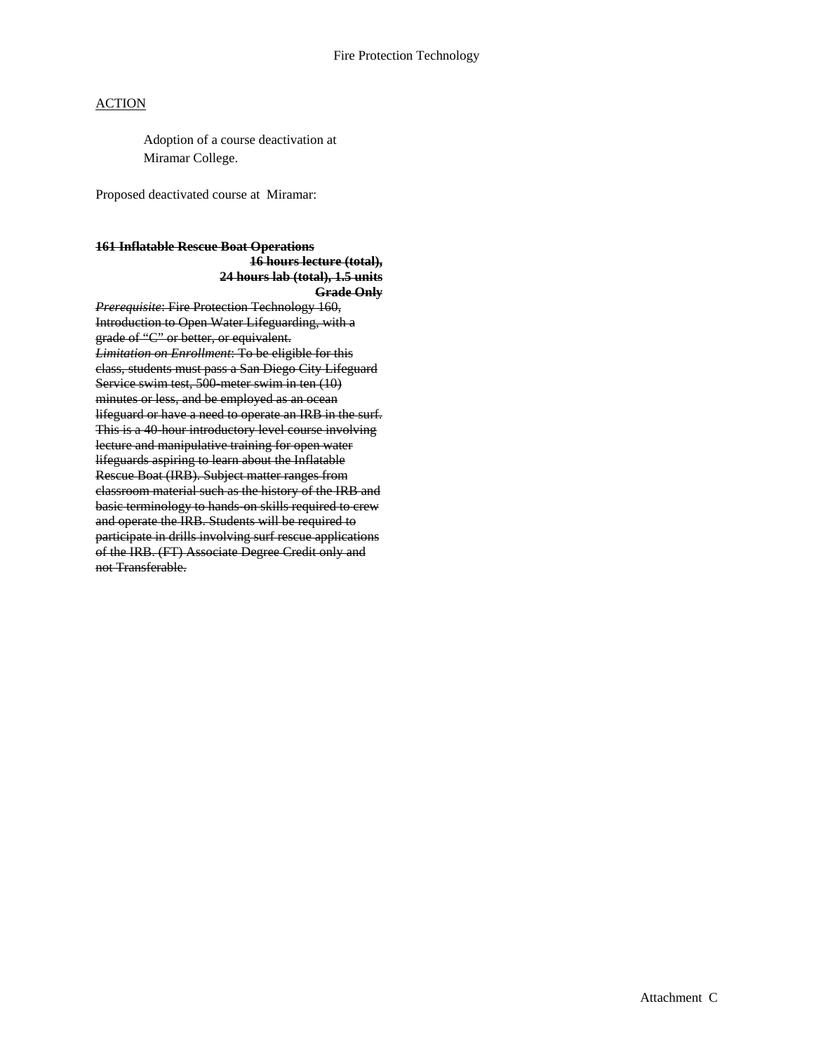ACTION

Adoption of a course deactivation at Miramar College.

Proposed deactivated course at Miramar:

~~**161 Inflatable Rescue Boat Operations**~~

~~**16 hours lecture (total), 24 hours lab (total), 1.5 units**~~

~~**Grade Only**~~

~~*Prerequisite*: Fire Protection Technology 160, Introduction to Open Water Lifeguarding, with a grade of "C" or better, or equivalent.~~
~~*Limitation on Enrollment*: To be eligible for this class, students must pass a San Diego City Lifeguard Service swim test, 500-meter swim in ten (10) minutes or less, and be employed as an ocean lifeguard or have a need to operate an IRB in the surf. This is a 40-hour introductory level course involving lecture and manipulative training for open water lifeguards aspiring to learn about the Inflatable Rescue Boat (IRB). Subject matter ranges from classroom material such as the history of the IRB and basic terminology to hands-on skills required to crew and operate the IRB. Students will be required to participate in drills involving surf rescue applications of the IRB. (FT) Associate Degree Credit only and not Transferable.~~

Attachment C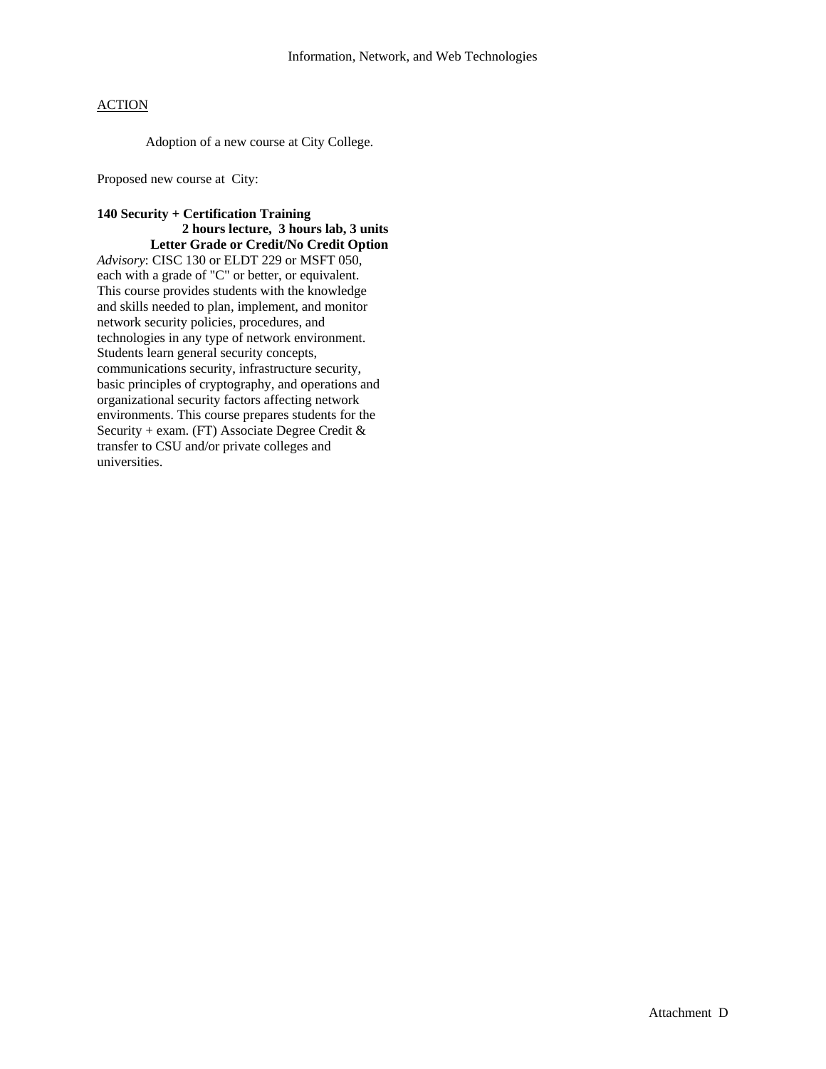Information, Network, and Web Technologies

ACTION

Adoption of a new course at City College.

Proposed new course at City:

**140 Security + Certification Training**
**2 hours lecture, 3 hours lab, 3 units**
**Letter Grade or Credit/No Credit Option**

*Advisory*: CISC 130 or ELDT 229 or MSFT 050, each with a grade of "C" or better, or equivalent. This course provides students with the knowledge and skills needed to plan, implement, and monitor network security policies, procedures, and technologies in any type of network environment. Students learn general security concepts, communications security, infrastructure security, basic principles of cryptography, and operations and organizational security factors affecting network environments. This course prepares students for the Security + exam. (FT) Associate Degree Credit & transfer to CSU and/or private colleges and universities.

Attachment D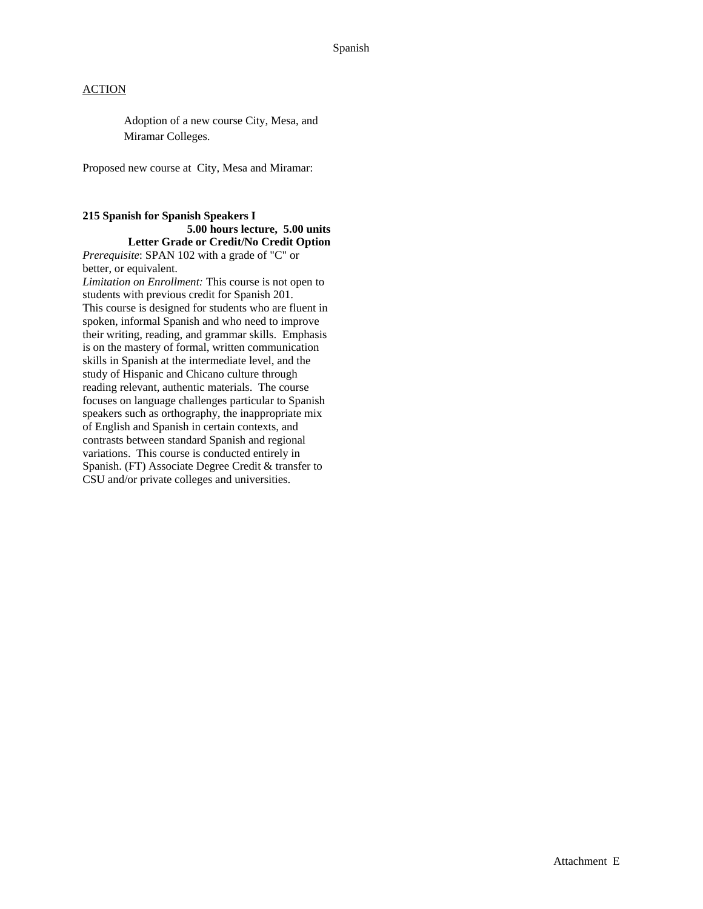Spanish

<u>ACTION</u>

Adoption of a new course City, Mesa, and Miramar Colleges.

Proposed new course at City, Mesa and Miramar:

**215 Spanish for Spanish Speakers I**
**5.00 hours lecture, 5.00 units**
**Letter Grade or Credit/No Credit Option**

*Prerequisite*: SPAN 102 with a grade of "C" or better, or equivalent.
*Limitation on Enrollment:* This course is not open to students with previous credit for Spanish 201.
This course is designed for students who are fluent in spoken, informal Spanish and who need to improve their writing, reading, and grammar skills. Emphasis is on the mastery of formal, written communication skills in Spanish at the intermediate level, and the study of Hispanic and Chicano culture through reading relevant, authentic materials. The course focuses on language challenges particular to Spanish speakers such as orthography, the inappropriate mix of English and Spanish in certain contexts, and contrasts between standard Spanish and regional variations. This course is conducted entirely in Spanish. (FT) Associate Degree Credit & transfer to CSU and/or private colleges and universities.

Attachment E